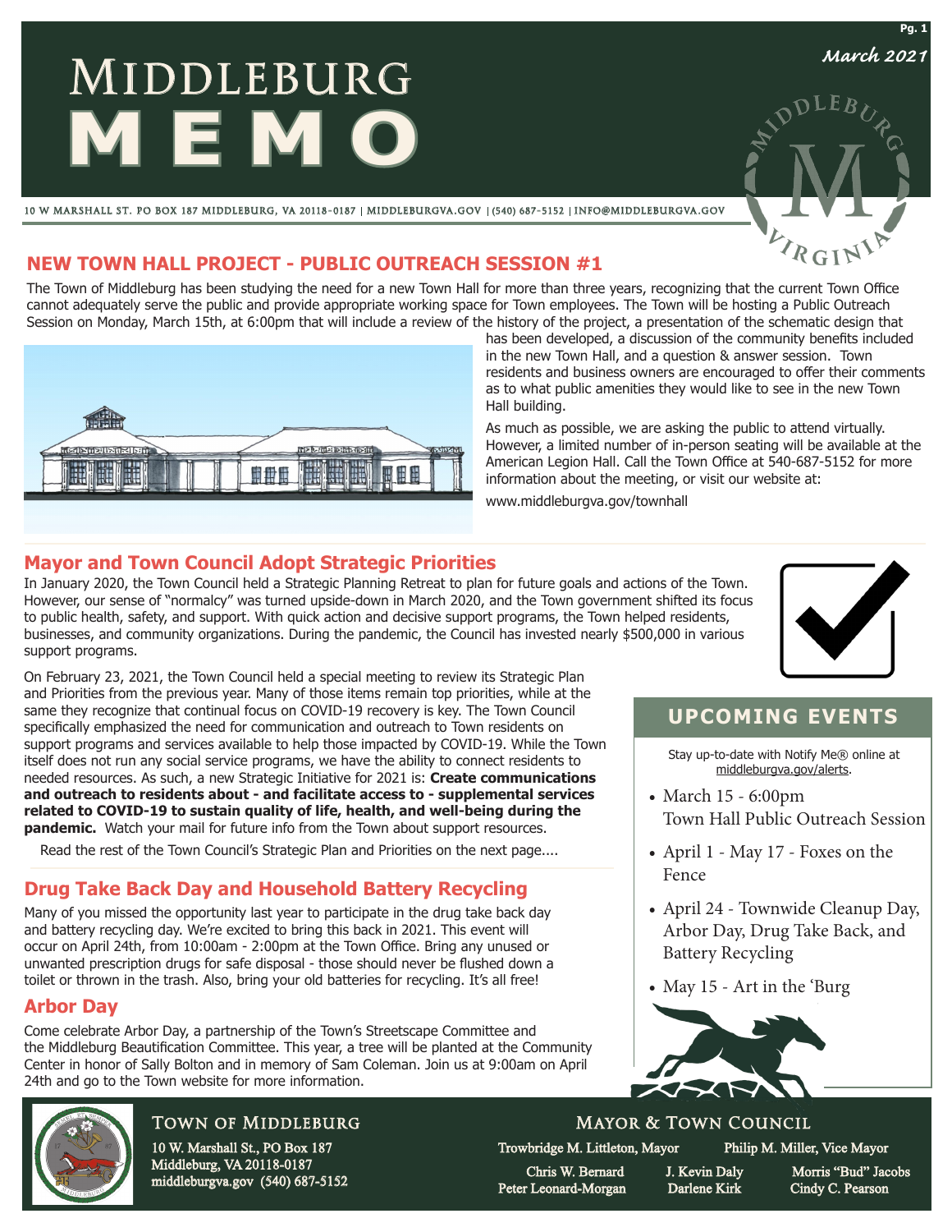# Middleburg MEMO

*March 2021*

10 W MARSHALL ST. PO BOX 187 MIDDLEBURG, VA 20118-0187 | MIDDLEBURGVA.GOV | (540) 687-5152 | INFO@MIDDLEBURGVA.GOV

## NEW TOWN HALL PROJECT - PUBLIC OUTREACH SESSION #1

The Town of Middleburg has been studying the need for a new Town Hall for more than three years, recognizing that the current Town Office cannot adequately serve the public and provide appropriate working space for Town employees. The Town will be hosting a Public Outreach Session on Monday, March 15th, at 6:00pm that will include a review of the history of the project, a presentation of the schematic design that has been developed, a discussion of the community benefits included in the new Town Hall, and a question & answer session. Town residents and business owners are encouraged to offer their comments as to what public amenities they would like to see in the new Town Hall building.

As much as possible, we are asking the public to attend virtually. However, a limited number of in-person seating will be available at the American Legion Hall. Call the Town Office at 540-687-5152 for more information about the meeting, or visit our website at:

www.middleburgva.gov/townhall

## Mayor and Town Council Adopt Strategic Priorities

In January 2020, the Town Council held a Strategic Planning Retreat to plan for future goals and actions of the Town. However, our sense of "normalcy" was turned upside-down in March 2020, and the Town government shifted its focus to public health, safety, and support. With quick action and decisive support programs, the Town helped residents, businesses, and community organizations. During the pandemic, the Council has invested nearly $500,000 in various support programs.

On February 23, 2021, the Town Council held a special meeting to review its Strategic Plan and Priorities from the previous year. Many of those items remain top priorities, while at the same they recognize that continual focus on COVID-19 recovery is key. The Town Council specifically emphasized the need for communication and outreach to Town residents on support programs and services available to help those impacted by COVID-19. While the Town itself does not run any social service programs, we have the ability to connect residents to needed resources. As such, a new Strategic Initiative for 2021 is: **Create communications and outreach to residents about - and facilitate access to - supplemental services related to COVID-19 to sustain quality of life, health, and well-being during the pandemic.** Watch your mail for future info from the Town about support resources.

Read the rest of the Town Council's Strategic Plan and Priorities on the next page....

## Drug Take Back Day and Household Battery Recycling

Many of you missed the opportunity last year to participate in the drug take back day and battery recycling day. We're excited to bring this back in 2021. This event will occur on April 24th, from 10:00am - 2:00pm at the Town Office. Bring any unused or unwanted prescription drugs for safe disposal - those should never be flushed down a toilet or thrown in the trash. Also, bring your old batteries for recycling. It's all free!

## Arbor Day

Come celebrate Arbor Day, a partnership of the Town's Streetscape Committee and the Middleburg Beautification Committee. This year, a tree will be planted at the Community Center in honor of Sally Bolton and in memory of Sam Coleman. Join us at 9:00am on April 24th and go to the Town website for more information.

## UPCOMING EVENTS

Stay up-to-date with Notify Me® online at middleburgva.gov/alerts.

- March 15 - 6:00pm Town Hall Public Outreach Session
- April 1 - May 17 - Foxes on the Fence
- April 24 - Townwide Cleanup Day, Arbor Day, Drug Take Back, and Battery Recycling
- May 15 - Art in the 'Burg

### Town of Middleburg

10 W. Marshall St., PO Box 187
Middleburg, VA 20118-0187
middleburgva.gov (540) 687-5152

### Mayor & Town Council

Trowbridge M. Littleton, Mayor
Philip M. Miller, Vice Mayor
Chris W. Bernard
J. Kevin Daly
Morris "Bud" Jacobs
Peter Leonard-Morgan
Darlene Kirk
Cindy C. Pearson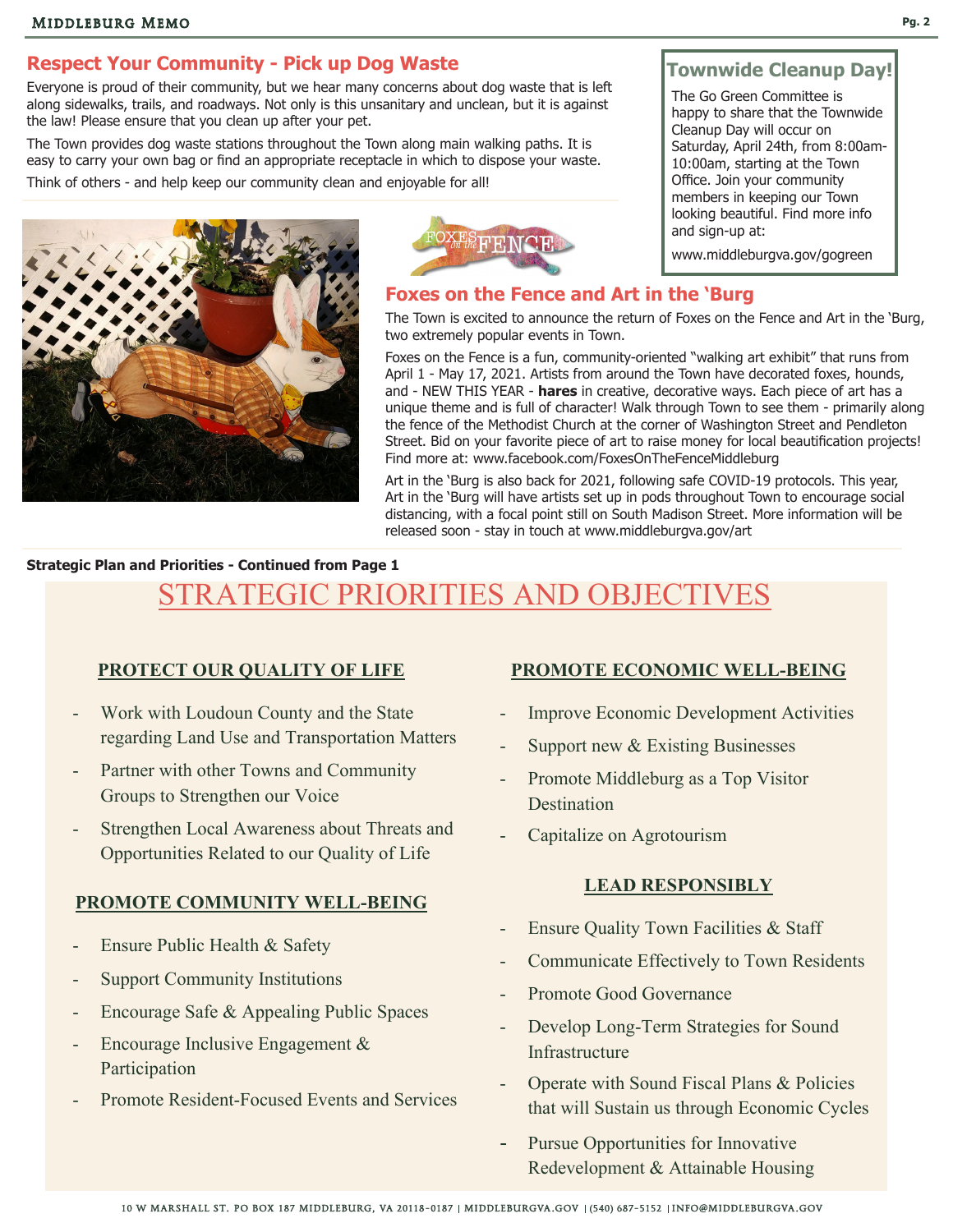## Respect Your Community - Pick up Dog Waste

Everyone is proud of their community, but we hear many concerns about dog waste that is left along sidewalks, trails, and roadways. Not only is this unsanitary and unclean, but it is against the law! Please ensure that you clean up after your pet.

The Town provides dog waste stations throughout the Town along main walking paths. It is easy to carry your own bag or find an appropriate receptacle in which to dispose your waste.

Think of others - and help keep our community clean and enjoyable for all!

## Townwide Cleanup Day!

The Go Green Committee is happy to share that the Townwide Cleanup Day will occur on Saturday, April 24th, from 8:00am-10:00am, starting at the Town Office. Join your community members in keeping our Town looking beautiful. Find more info and sign-up at:

www.middleburgva.gov/gogreen

## Foxes on the Fence and Art in the 'Burg

The Town is excited to announce the return of Foxes on the Fence and Art in the 'Burg, two extremely popular events in Town.

Foxes on the Fence is a fun, community-oriented "walking art exhibit" that runs from April 1 - May 17, 2021. Artists from around the Town have decorated foxes, hounds, and - NEW THIS YEAR - **hares** in creative, decorative ways. Each piece of art has a unique theme and is full of character! Walk through Town to see them - primarily along the fence of the Methodist Church at the corner of Washington Street and Pendleton Street. Bid on your favorite piece of art to raise money for local beautification projects! Find more at: www.facebook.com/FoxesOnTheFenceMiddleburg

Art in the 'Burg is also back for 2021, following safe COVID-19 protocols. This year, Art in the 'Burg will have artists set up in pods throughout Town to encourage social distancing, with a focal point still on South Madison Street. More information will be released soon - stay in touch at www.middleburgva.gov/art

**Strategic Plan and Priorities - Continued from Page 1**

# STRATEGIC PRIORITIES AND OBJECTIVES

### PROTECT OUR QUALITY OF LIFE

- Work with Loudoun County and the State regarding Land Use and Transportation Matters
- Partner with other Towns and Community Groups to Strengthen our Voice
- Strengthen Local Awareness about Threats and Opportunities Related to our Quality of Life

### PROMOTE COMMUNITY WELL-BEING

- Ensure Public Health & Safety
- Support Community Institutions
- Encourage Safe & Appealing Public Spaces
- Encourage Inclusive Engagement & Participation
- Promote Resident-Focused Events and Services

### PROMOTE ECONOMIC WELL-BEING

- Improve Economic Development Activities
- Support new & Existing Businesses
- Promote Middleburg as a Top Visitor Destination
- Capitalize on Agrotourism

### LEAD RESPONSIBLY

- Ensure Quality Town Facilities & Staff
- Communicate Effectively to Town Residents
- Promote Good Governance
- Develop Long-Term Strategies for Sound Infrastructure
- Operate with Sound Fiscal Plans & Policies that will Sustain us through Economic Cycles
- Pursue Opportunities for Innovative Redevelopment & Attainable Housing